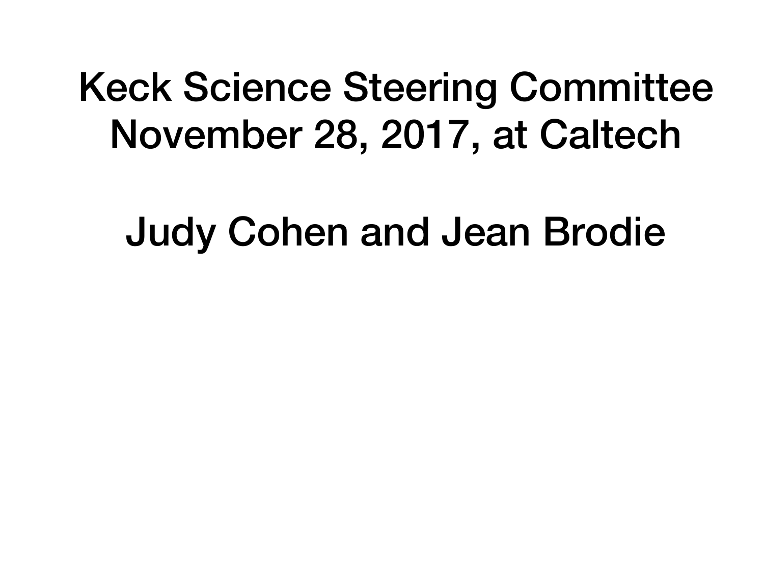# Keck Science Steering Committee
# November 28, 2017, at Caltech

## Judy Cohen and Jean Brodie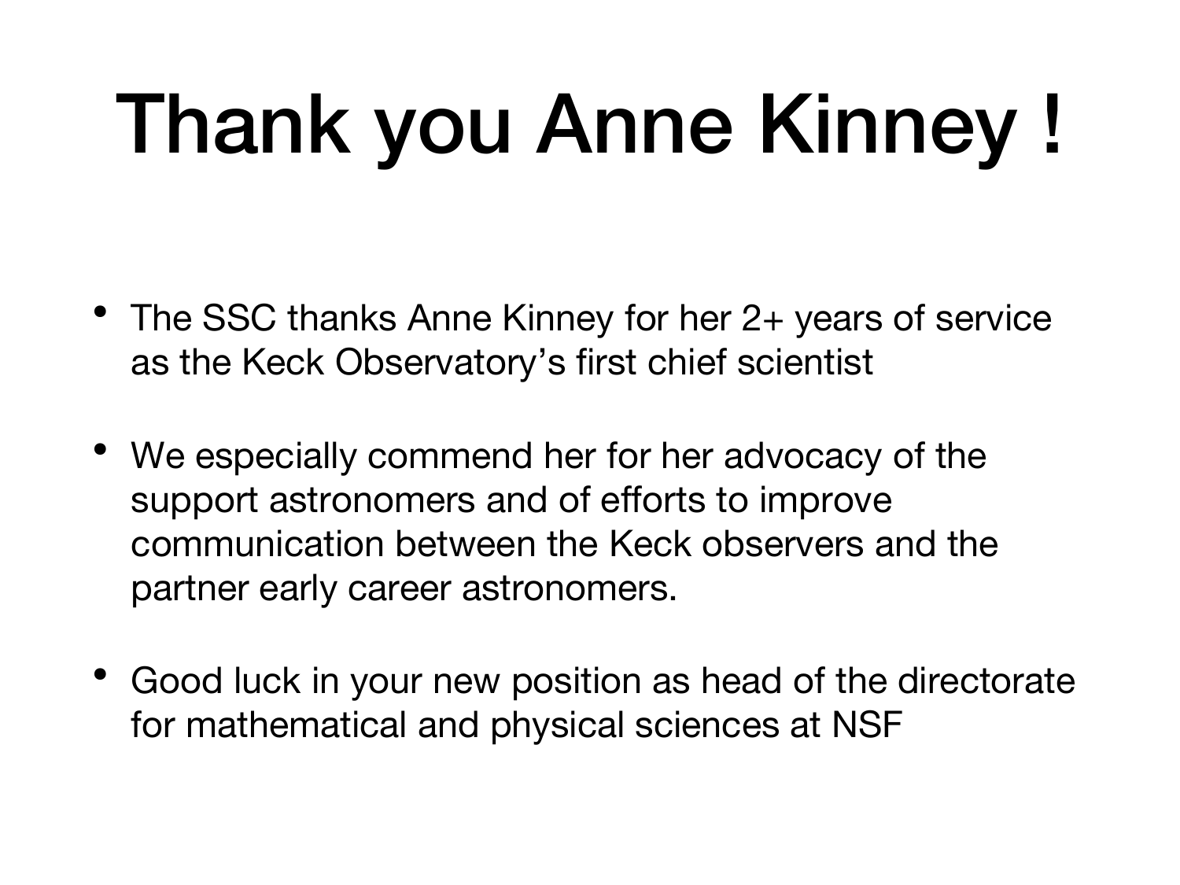# Thank you Anne Kinney !

- The SSC thanks Anne Kinney for her 2+ years of service as the Keck Observatory's first chief scientist
- We especially commend her for her advocacy of the support astronomers and of efforts to improve communication between the Keck observers and the partner early career astronomers.
- Good luck in your new position as head of the directorate for mathematical and physical sciences at NSF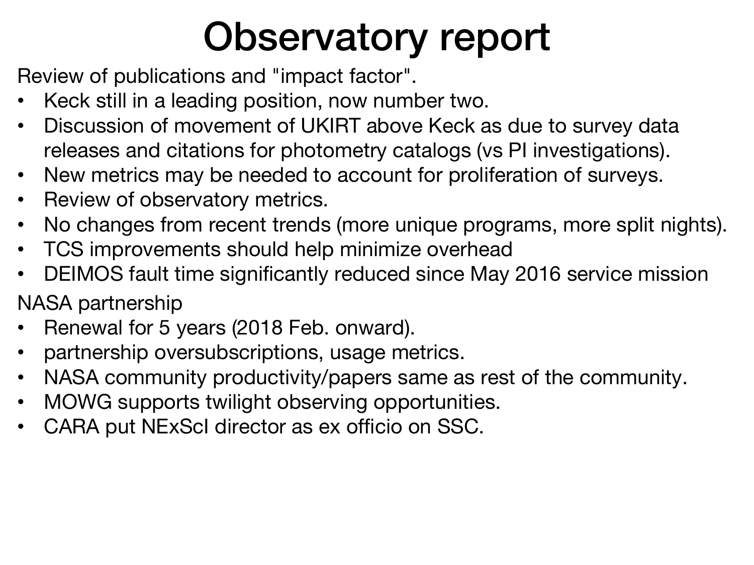# Observatory report

Review of publications and "impact factor".

- Keck still in a leading position, now number two.
- Discussion of movement of UKIRT above Keck as due to survey data releases and citations for photometry catalogs (vs PI investigations).
- New metrics may be needed to account for proliferation of surveys.
- Review of observatory metrics.
- No changes from recent trends (more unique programs, more split nights).
- TCS improvements should help minimize overhead
- DEIMOS fault time significantly reduced since May 2016 service mission

NASA partnership

- Renewal for 5 years (2018 Feb. onward).
- partnership oversubscriptions, usage metrics.
- NASA community productivity/papers same as rest of the community.
- MOWG supports twilight observing opportunities.
- CARA put NExScI director as ex officio on SSC.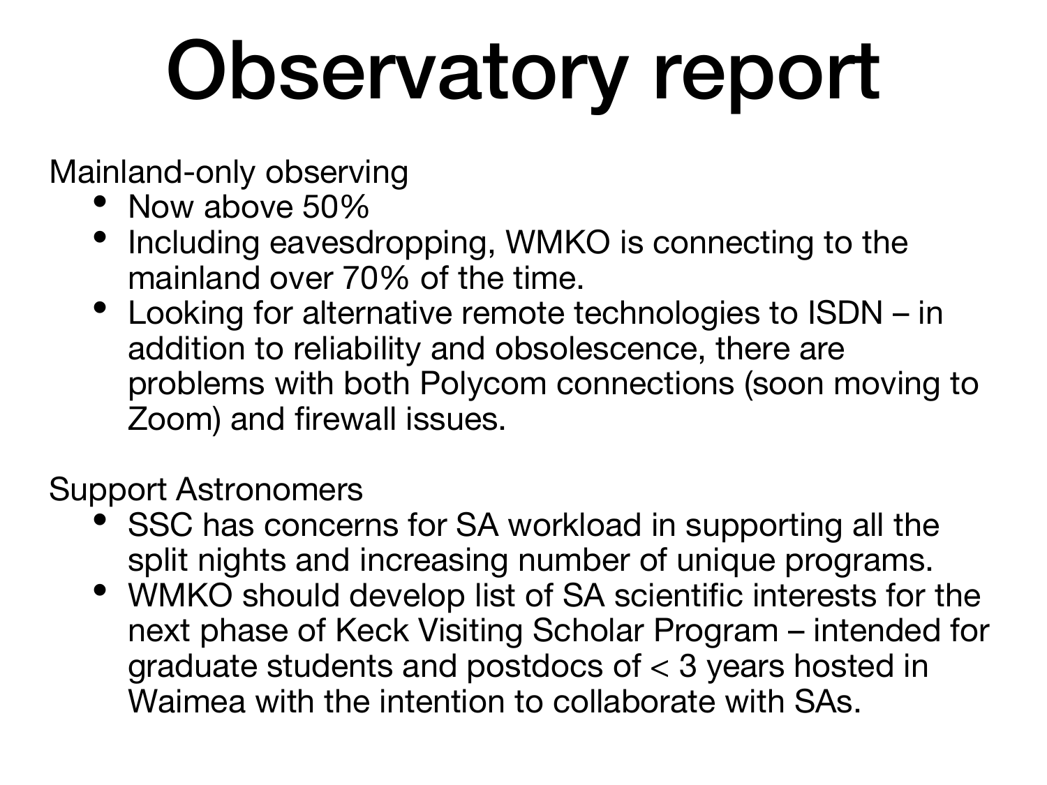# Observatory report

Mainland-only observing

- Now above 50%
- Including eavesdropping, WMKO is connecting to the mainland over 70% of the time.
- Looking for alternative remote technologies to ISDN – in addition to reliability and obsolescence, there are problems with both Polycom connections (soon moving to Zoom) and firewall issues.

Support Astronomers

- SSC has concerns for SA workload in supporting all the split nights and increasing number of unique programs.
- WMKO should develop list of SA scientific interests for the next phase of Keck Visiting Scholar Program – intended for graduate students and postdocs of < 3 years hosted in Waimea with the intention to collaborate with SAs.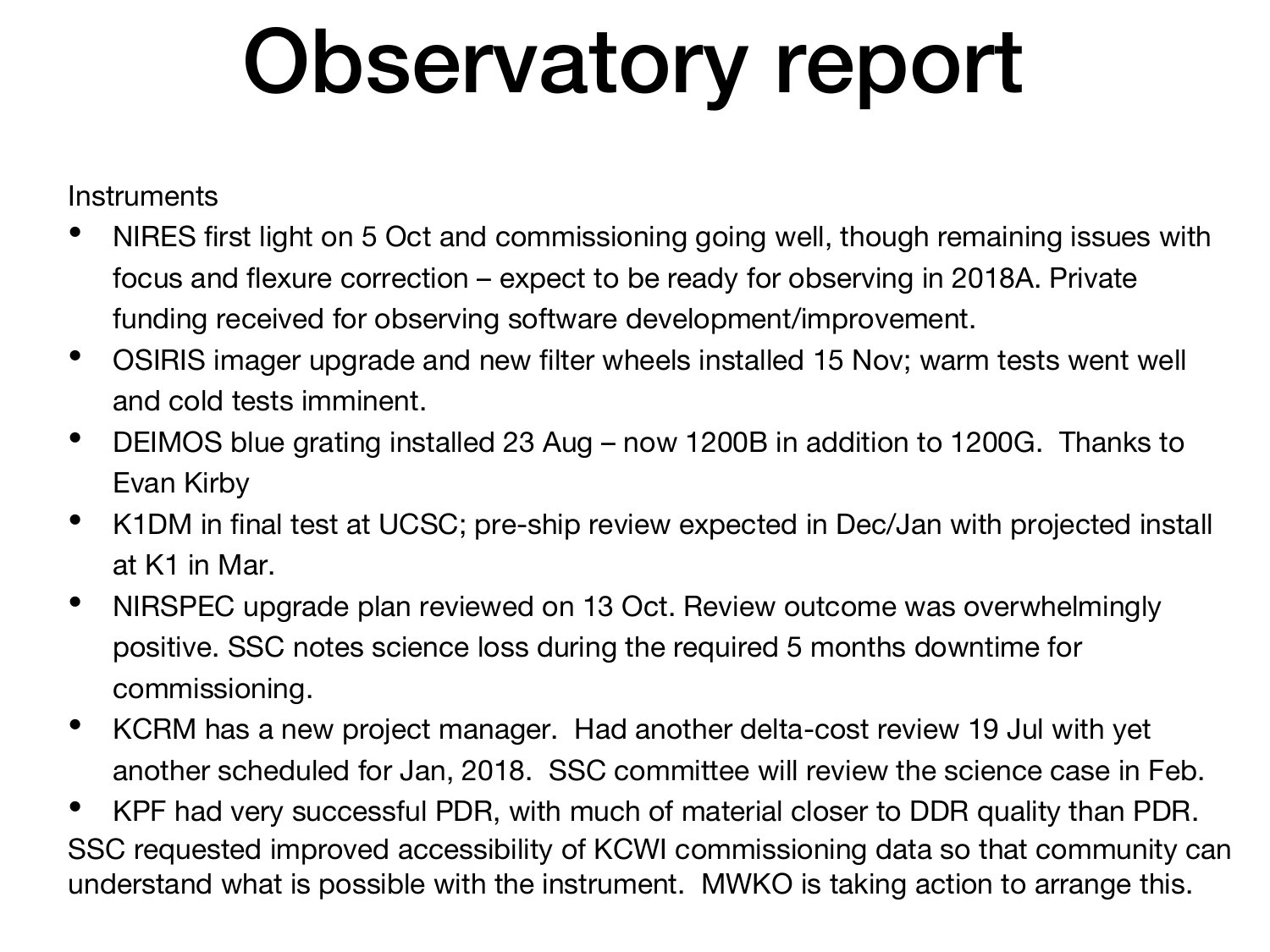# Observatory report

Instruments

- NIRES first light on 5 Oct and commissioning going well, though remaining issues with focus and flexure correction – expect to be ready for observing in 2018A. Private funding received for observing software development/improvement.
- OSIRIS imager upgrade and new filter wheels installed 15 Nov; warm tests went well and cold tests imminent.
- DEIMOS blue grating installed 23 Aug – now 1200B in addition to 1200G. Thanks to Evan Kirby
- K1DM in final test at UCSC; pre-ship review expected in Dec/Jan with projected install at K1 in Mar.
- NIRSPEC upgrade plan reviewed on 13 Oct. Review outcome was overwhelmingly positive. SSC notes science loss during the required 5 months downtime for commissioning.
- KCRM has a new project manager. Had another delta-cost review 19 Jul with yet another scheduled for Jan, 2018. SSC committee will review the science case in Feb.
- KPF had very successful PDR, with much of material closer to DDR quality than PDR.

SSC requested improved accessibility of KCWI commissioning data so that community can understand what is possible with the instrument. MWKO is taking action to arrange this.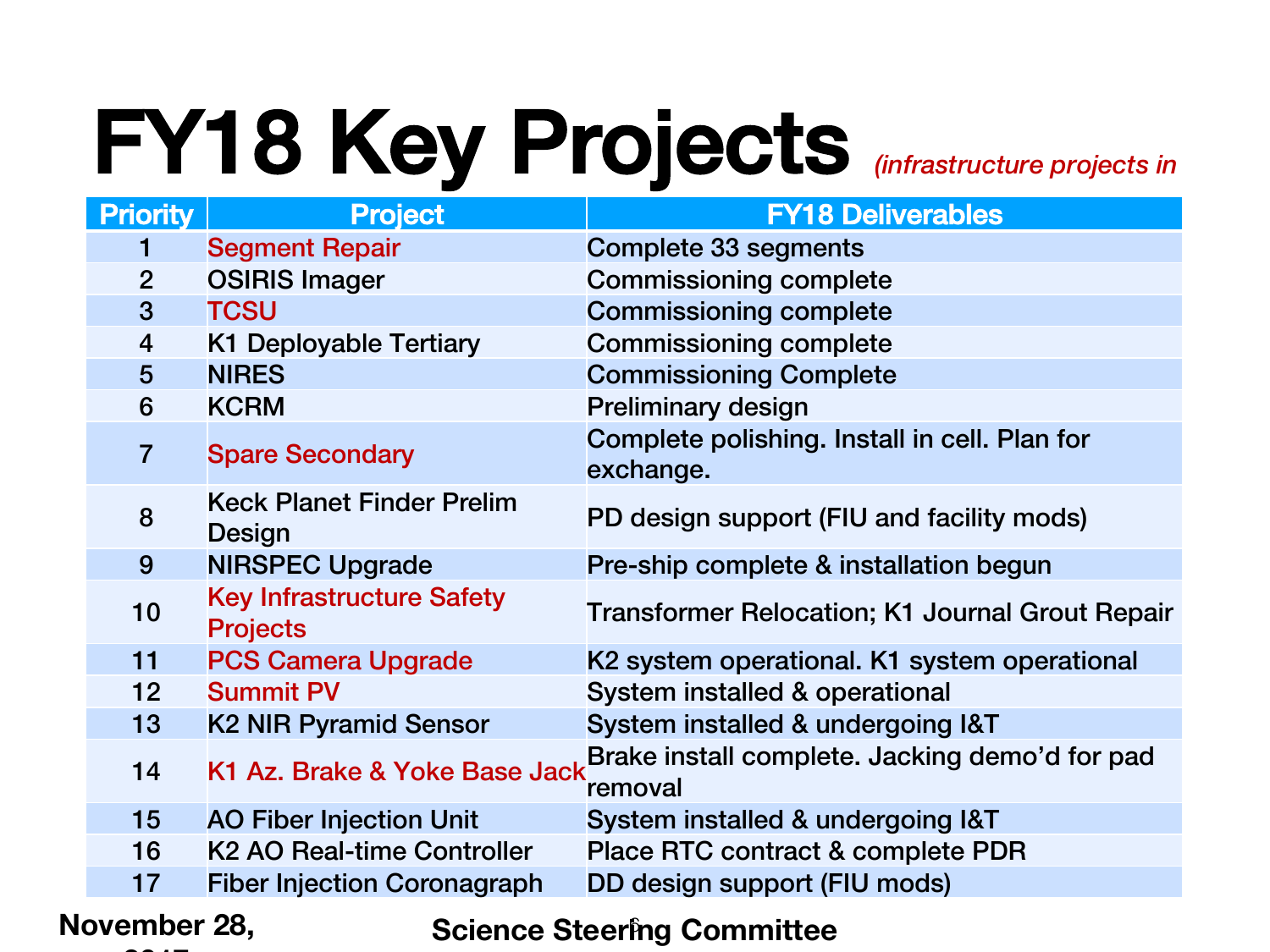# FY18 Key Projects *(infrastructure projects in*

| Priority | Project | FY18 Deliverables |
|---|---|---|
| 1 | Segment Repair | Complete 33 segments |
| 2 | OSIRIS Imager | Commissioning complete |
| 3 | TCSU | Commissioning complete |
| 4 | K1 Deployable Tertiary | Commissioning complete |
| 5 | NIRES | Commissioning Complete |
| 6 | KCRM | Preliminary design |
| 7 | Spare Secondary | Complete polishing. Install in cell. Plan for exchange. |
| 8 | Keck Planet Finder Prelim Design | PD design support (FIU and facility mods) |
| 9 | NIRSPEC Upgrade | Pre-ship complete & installation begun |
| 10 | Key Infrastructure Safety Projects | Transformer Relocation; K1 Journal Grout Repair |
| 11 | PCS Camera Upgrade | K2 system operational. K1 system operational |
| 12 | Summit PV | System installed & operational |
| 13 | K2 NIR Pyramid Sensor | System installed & undergoing I&T |
| 14 | K1 Az. Brake & Yoke Base Jack | Brake install complete. Jacking demo'd for pad removal |
| 15 | AO Fiber Injection Unit | System installed & undergoing I&T |
| 16 | K2 AO Real-time Controller | Place RTC contract & complete PDR |
| 17 | Fiber Injection Coronagraph | DD design support (FIU mods) |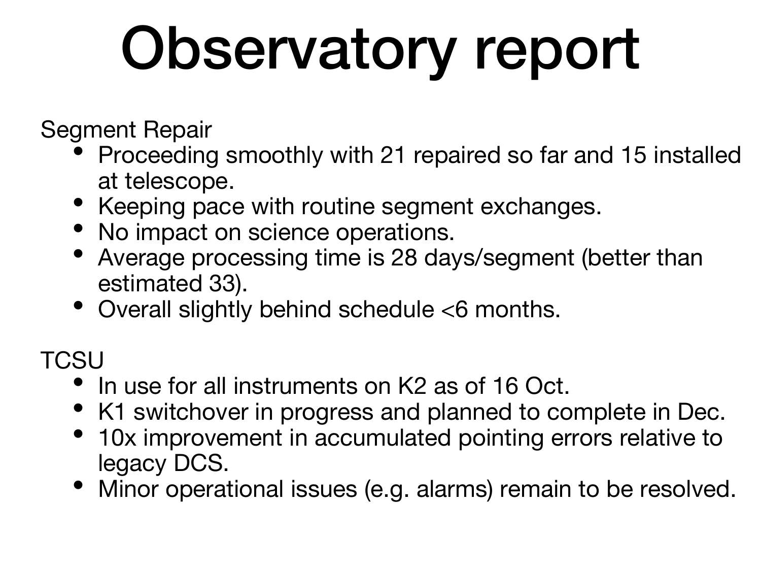# Observatory report

Segment Repair

- Proceeding smoothly with 21 repaired so far and 15 installed at telescope.
- Keeping pace with routine segment exchanges.
- No impact on science operations.
- Average processing time is 28 days/segment (better than estimated 33).
- Overall slightly behind schedule <6 months.

TCSU

- In use for all instruments on K2 as of 16 Oct.
- K1 switchover in progress and planned to complete in Dec.
- 10x improvement in accumulated pointing errors relative to legacy DCS.
- Minor operational issues (e.g. alarms) remain to be resolved.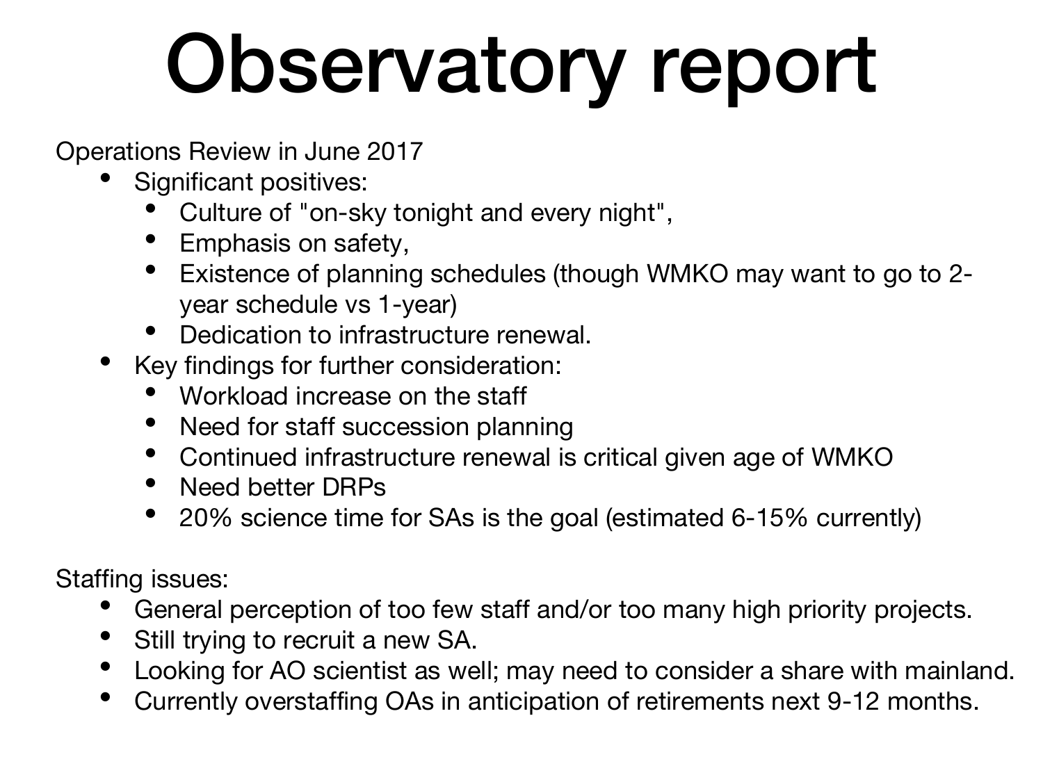# Observatory report

Operations Review in June 2017

- Significant positives:
  - Culture of "on-sky tonight and every night",
  - Emphasis on safety,
  - Existence of planning schedules (though WMKO may want to go to 2-year schedule vs 1-year)
  - Dedication to infrastructure renewal.
- Key findings for further consideration:
  - Workload increase on the staff
  - Need for staff succession planning
  - Continued infrastructure renewal is critical given age of WMKO
  - Need better DRPs
  - 20% science time for SAs is the goal (estimated 6-15% currently)

Staffing issues:

- General perception of too few staff and/or too many high priority projects.
- Still trying to recruit a new SA.
- Looking for AO scientist as well; may need to consider a share with mainland.
- Currently overstaffing OAs in anticipation of retirements next 9-12 months.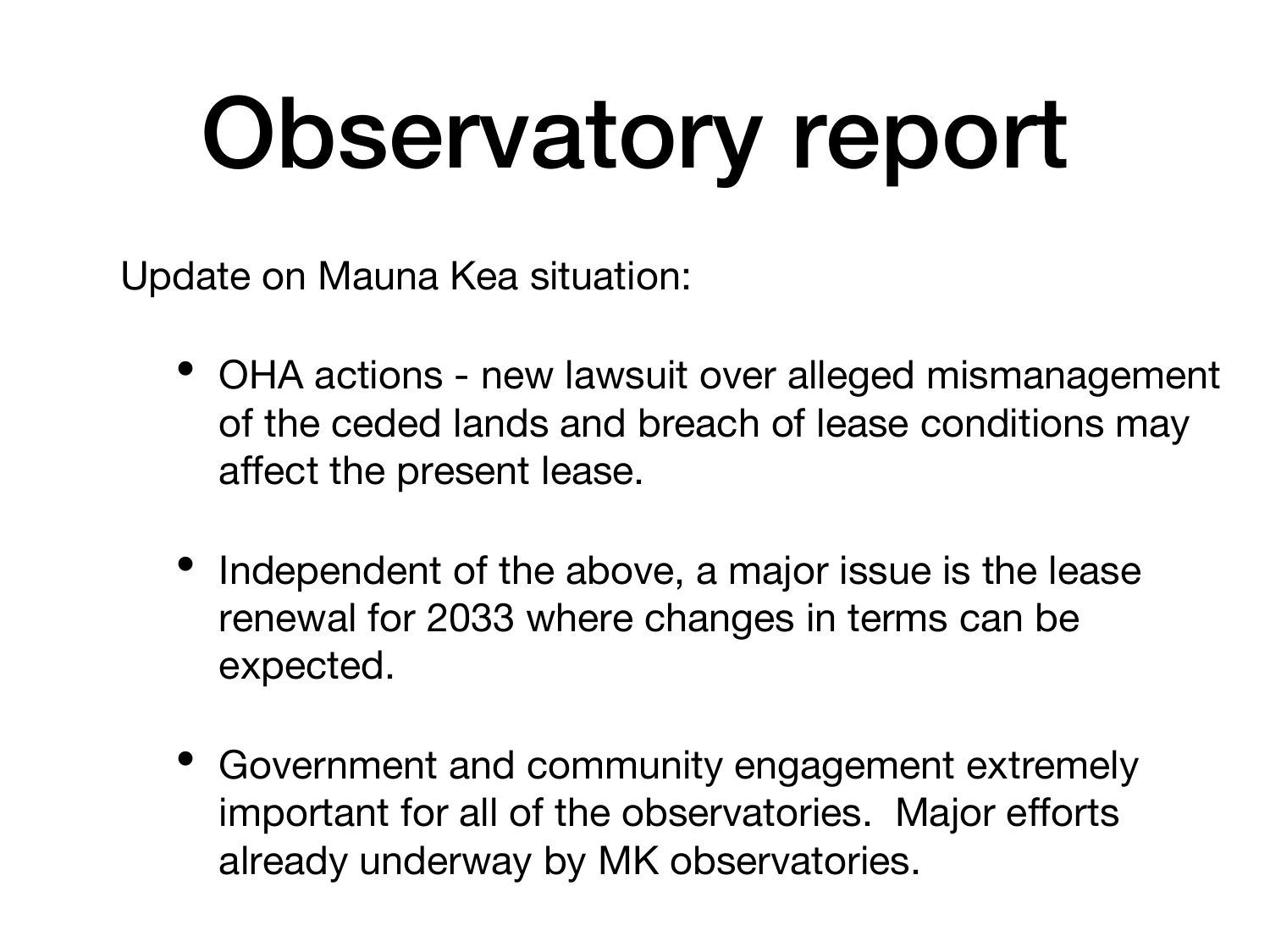# Observatory report

Update on Mauna Kea situation:

- OHA actions - new lawsuit over alleged mismanagement of the ceded lands and breach of lease conditions may affect the present lease.

- Independent of the above, a major issue is the lease renewal for 2033 where changes in terms can be expected.

- Government and community engagement extremely important for all of the observatories. Major efforts already underway by MK observatories.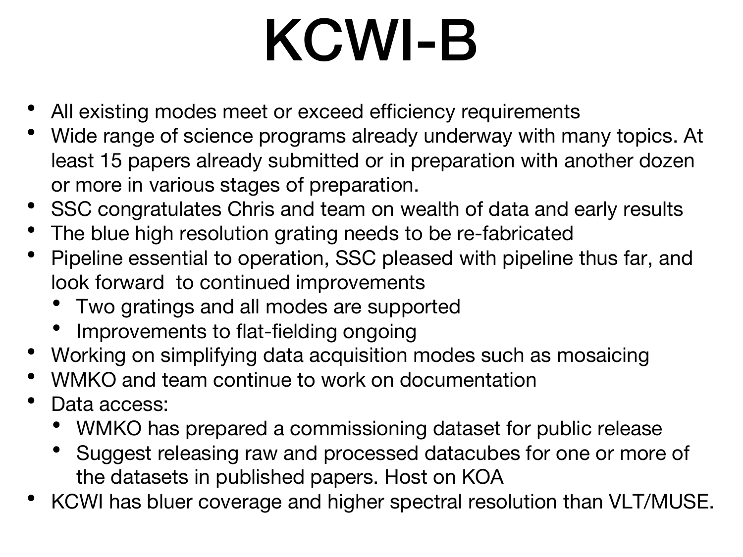# KCWI-B

- All existing modes meet or exceed efficiency requirements
- Wide range of science programs already underway with many topics. At least 15 papers already submitted or in preparation with another dozen or more in various stages of preparation.
- SSC congratulates Chris and team on wealth of data and early results
- The blue high resolution grating needs to be re-fabricated
- Pipeline essential to operation, SSC pleased with pipeline thus far, and look forward to continued improvements
  - Two gratings and all modes are supported
  - Improvements to flat-fielding ongoing
- Working on simplifying data acquisition modes such as mosaicing
- WMKO and team continue to work on documentation
- Data access:
  - WMKO has prepared a commissioning dataset for public release
  - Suggest releasing raw and processed datacubes for one or more of the datasets in published papers. Host on KOA
- KCWI has bluer coverage and higher spectral resolution than VLT/MUSE.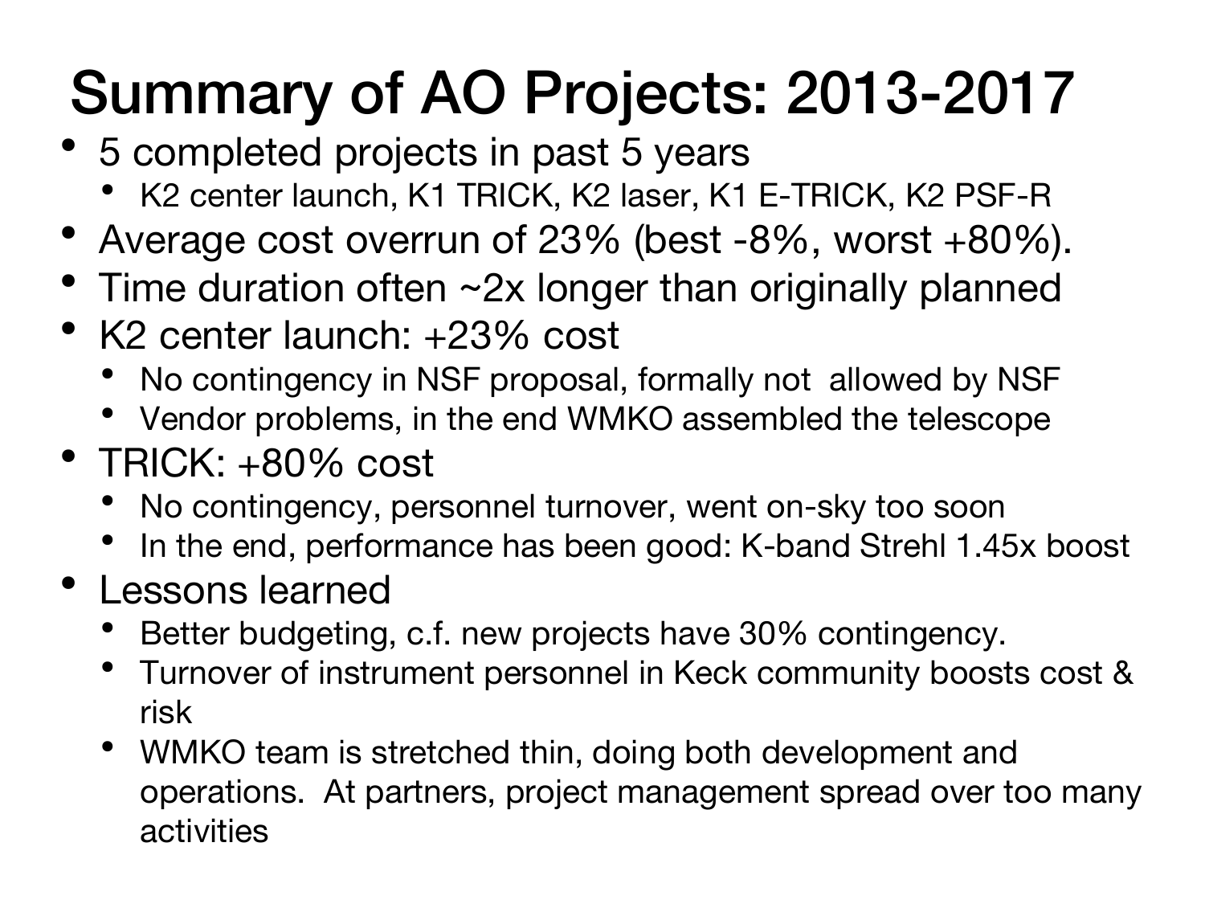# Summary of AO Projects: 2013-2017

- 5 completed projects in past 5 years
  - K2 center launch, K1 TRICK, K2 laser, K1 E-TRICK, K2 PSF-R
- Average cost overrun of 23% (best -8%, worst +80%).
- Time duration often ~2x longer than originally planned
- K2 center launch: +23% cost
  - No contingency in NSF proposal, formally not allowed by NSF
  - Vendor problems, in the end WMKO assembled the telescope
- TRICK: +80% cost
  - No contingency, personnel turnover, went on-sky too soon
  - In the end, performance has been good: K-band Strehl 1.45x boost
- Lessons learned
  - Better budgeting, c.f. new projects have 30% contingency.
  - Turnover of instrument personnel in Keck community boosts cost & risk
  - WMKO team is stretched thin, doing both development and operations. At partners, project management spread over too many activities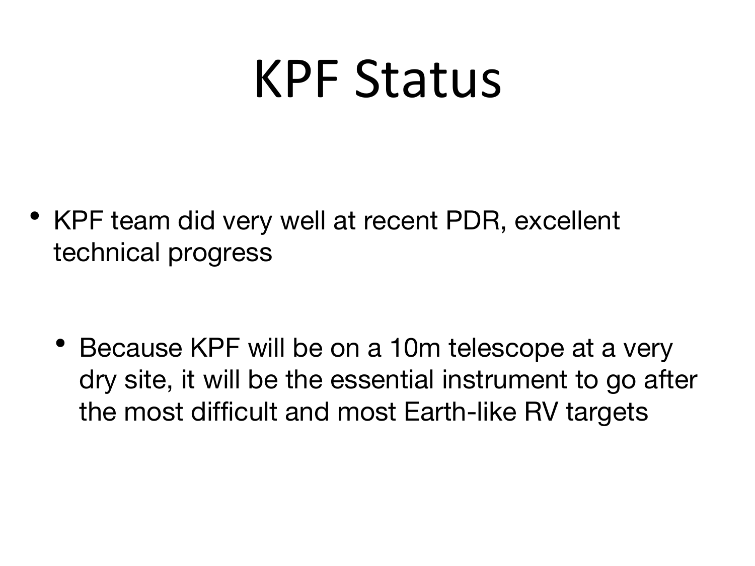# KPF Status

- KPF team did very well at recent PDR, excellent technical progress
  - Because KPF will be on a 10m telescope at a very dry site, it will be the essential instrument to go after the most difficult and most Earth-like RV targets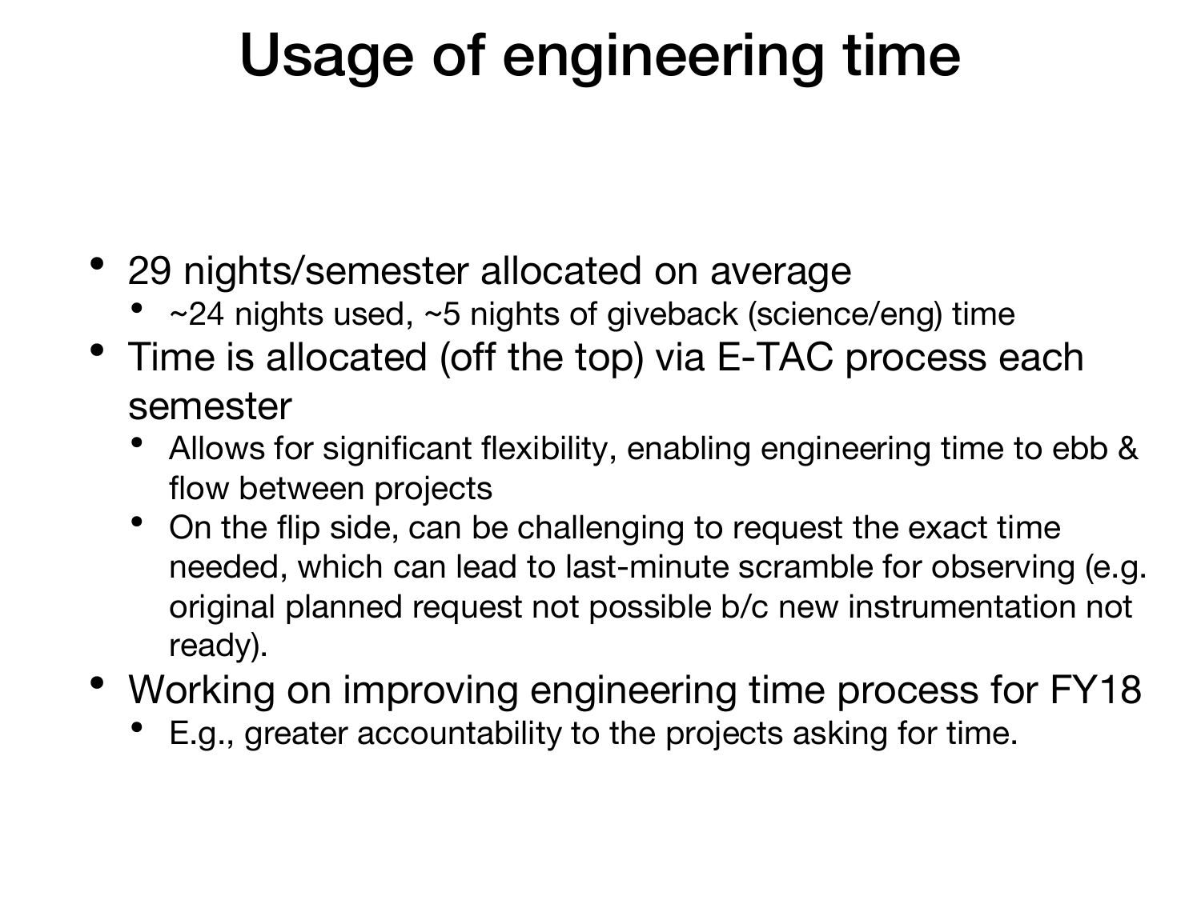# Usage of engineering time

- 29 nights/semester allocated on average
  - ~24 nights used, ~5 nights of giveback (science/eng) time
- Time is allocated (off the top) via E-TAC process each semester
  - Allows for significant flexibility, enabling engineering time to ebb & flow between projects
  - On the flip side, can be challenging to request the exact time needed, which can lead to last-minute scramble for observing (e.g. original planned request not possible b/c new instrumentation not ready).
- Working on improving engineering time process for FY18
  - E.g., greater accountability to the projects asking for time.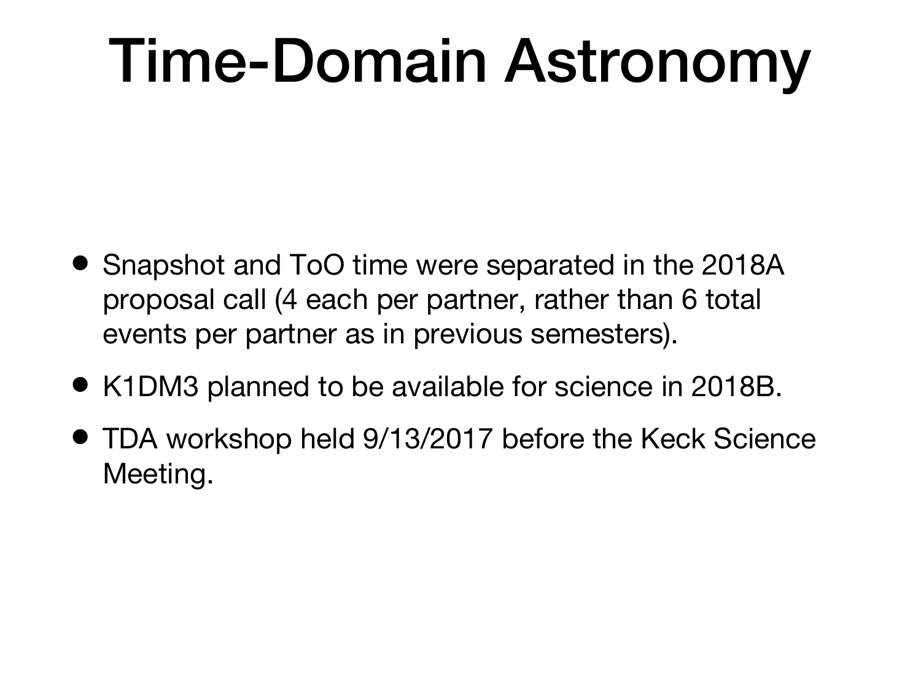# Time-Domain Astronomy

- Snapshot and ToO time were separated in the 2018A proposal call (4 each per partner, rather than 6 total events per partner as in previous semesters).
- K1DM3 planned to be available for science in 2018B.
- TDA workshop held 9/13/2017 before the Keck Science Meeting.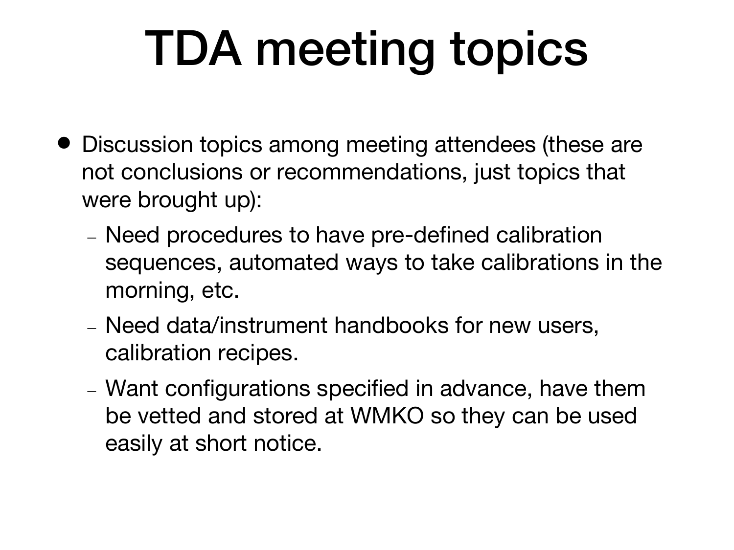# TDA meeting topics

- Discussion topics among meeting attendees (these are not conclusions or recommendations, just topics that were brought up):
  - Need procedures to have pre-defined calibration sequences, automated ways to take calibrations in the morning, etc.
  - Need data/instrument handbooks for new users, calibration recipes.
  - Want configurations specified in advance, have them be vetted and stored at WMKO so they can be used easily at short notice.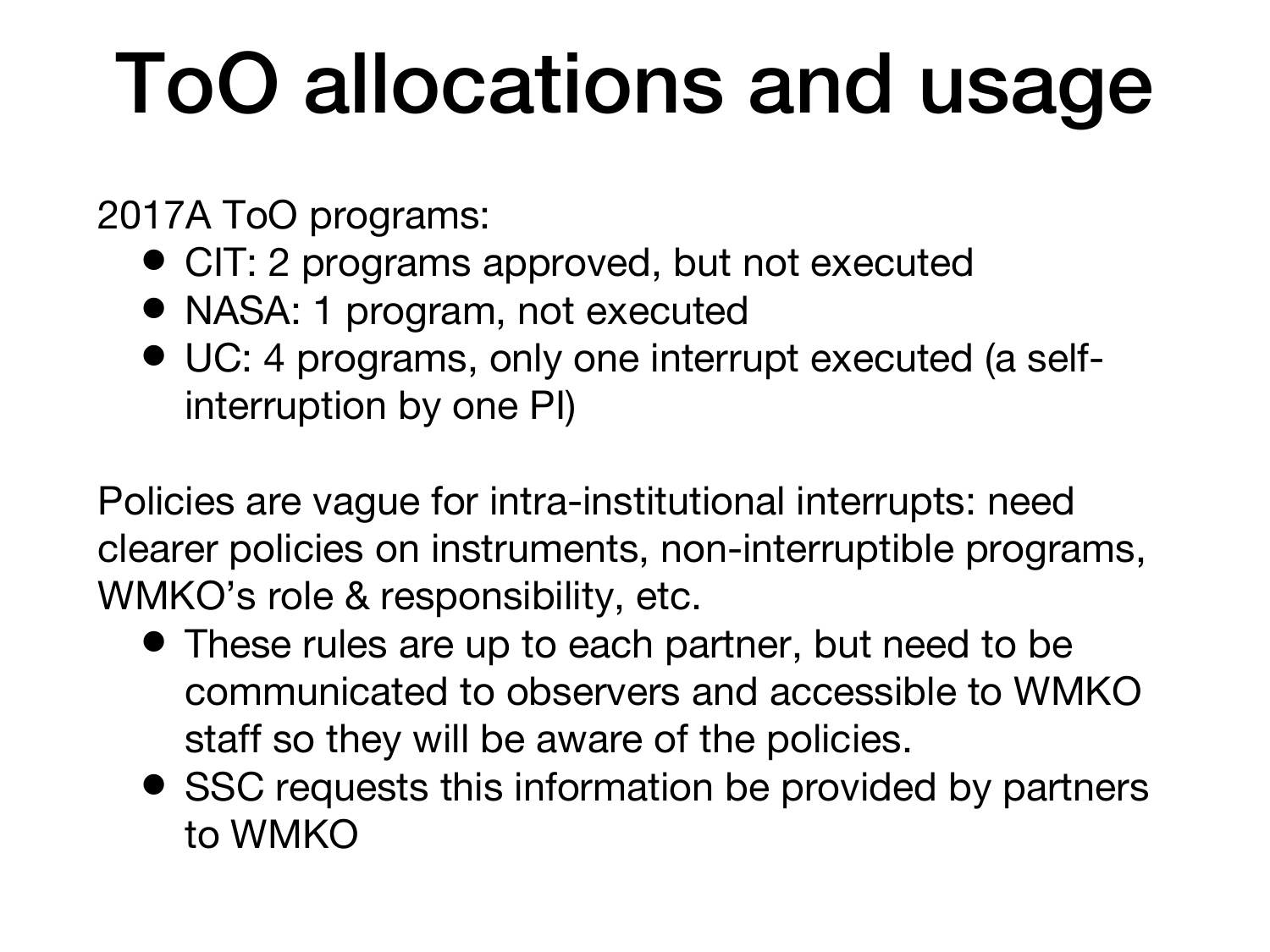# ToO allocations and usage

2017A ToO programs:

- CIT: 2 programs approved, but not executed
- NASA: 1 program, not executed
- UC: 4 programs, only one interrupt executed (a self-interruption by one PI)

Policies are vague for intra-institutional interrupts: need clearer policies on instruments, non-interruptible programs, WMKO's role & responsibility, etc.

- These rules are up to each partner, but need to be communicated to observers and accessible to WMKO staff so they will be aware of the policies.
- SSC requests this information be provided by partners to WMKO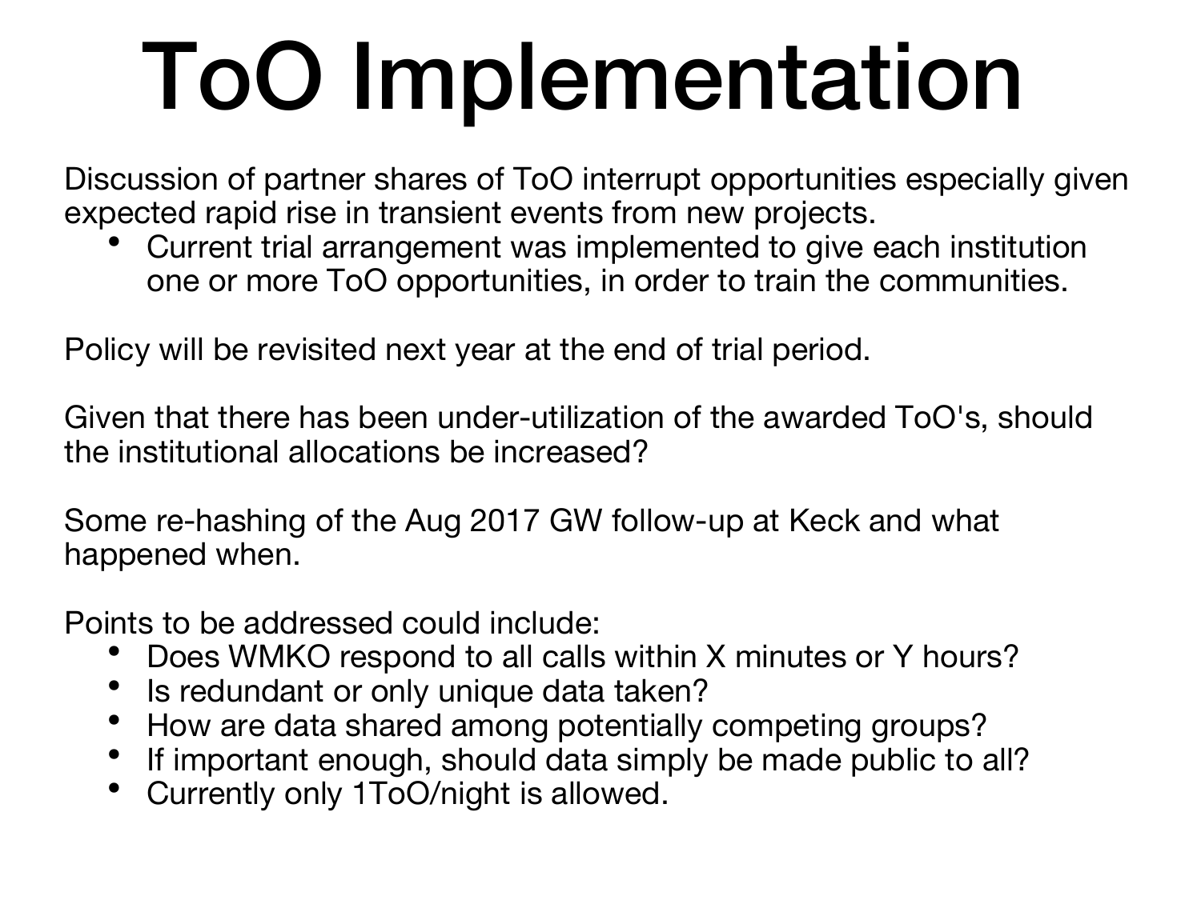# ToO Implementation

Discussion of partner shares of ToO interrupt opportunities especially given expected rapid rise in transient events from new projects.

- Current trial arrangement was implemented to give each institution one or more ToO opportunities, in order to train the communities.

Policy will be revisited next year at the end of trial period.

Given that there has been under-utilization of the awarded ToO's, should the institutional allocations be increased?

Some re-hashing of the Aug 2017 GW follow-up at Keck and what happened when.

Points to be addressed could include:

- Does WMKO respond to all calls within X minutes or Y hours?
- Is redundant or only unique data taken?
- How are data shared among potentially competing groups?
- If important enough, should data simply be made public to all?
- Currently only 1ToO/night is allowed.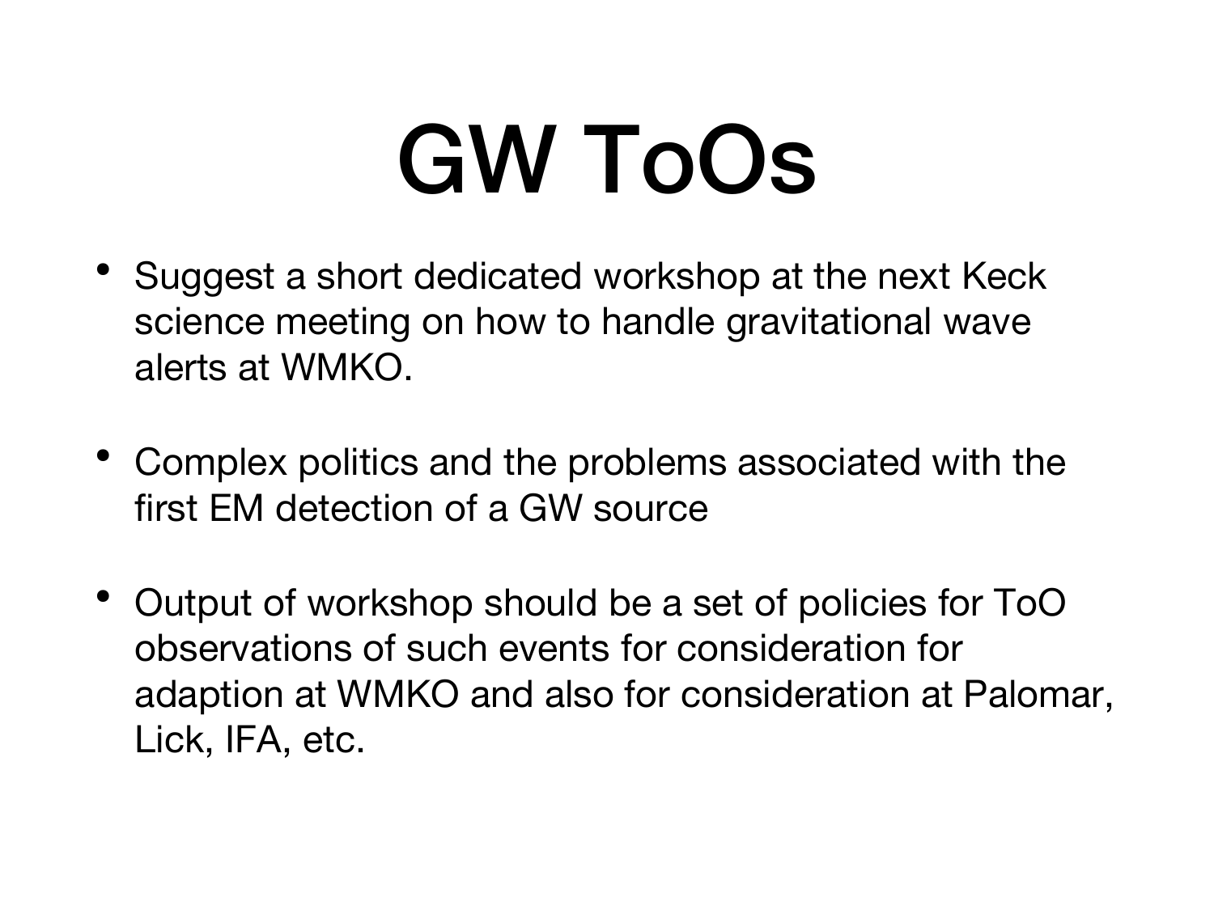# GW ToOs

- Suggest a short dedicated workshop at the next Keck science meeting on how to handle gravitational wave alerts at WMKO.

- Complex politics and the problems associated with the first EM detection of a GW source

- Output of workshop should be a set of policies for ToO observations of such events for consideration for adaption at WMKO and also for consideration at Palomar, Lick, IFA, etc.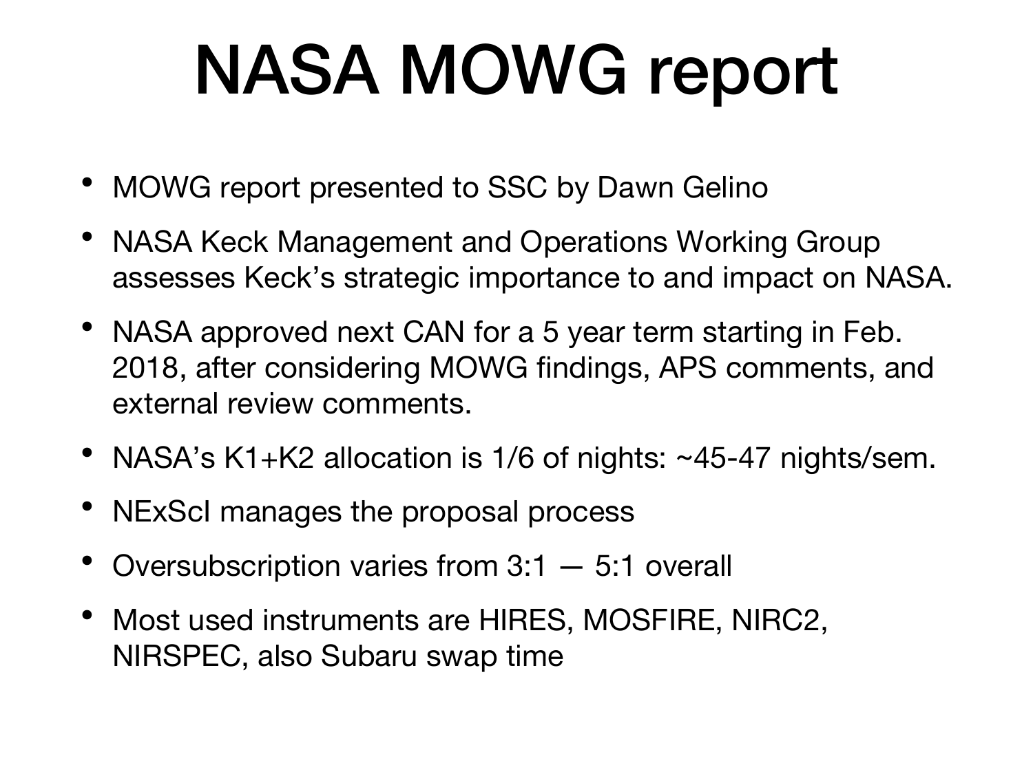# NASA MOWG report

- MOWG report presented to SSC by Dawn Gelino
- NASA Keck Management and Operations Working Group assesses Keck's strategic importance to and impact on NASA.
- NASA approved next CAN for a 5 year term starting in Feb. 2018, after considering MOWG findings, APS comments, and external review comments.
- NASA's K1+K2 allocation is 1/6 of nights: ~45-47 nights/sem.
- NExScI manages the proposal process
- Oversubscription varies from 3:1 — 5:1 overall
- Most used instruments are HIRES, MOSFIRE, NIRC2, NIRSPEC, also Subaru swap time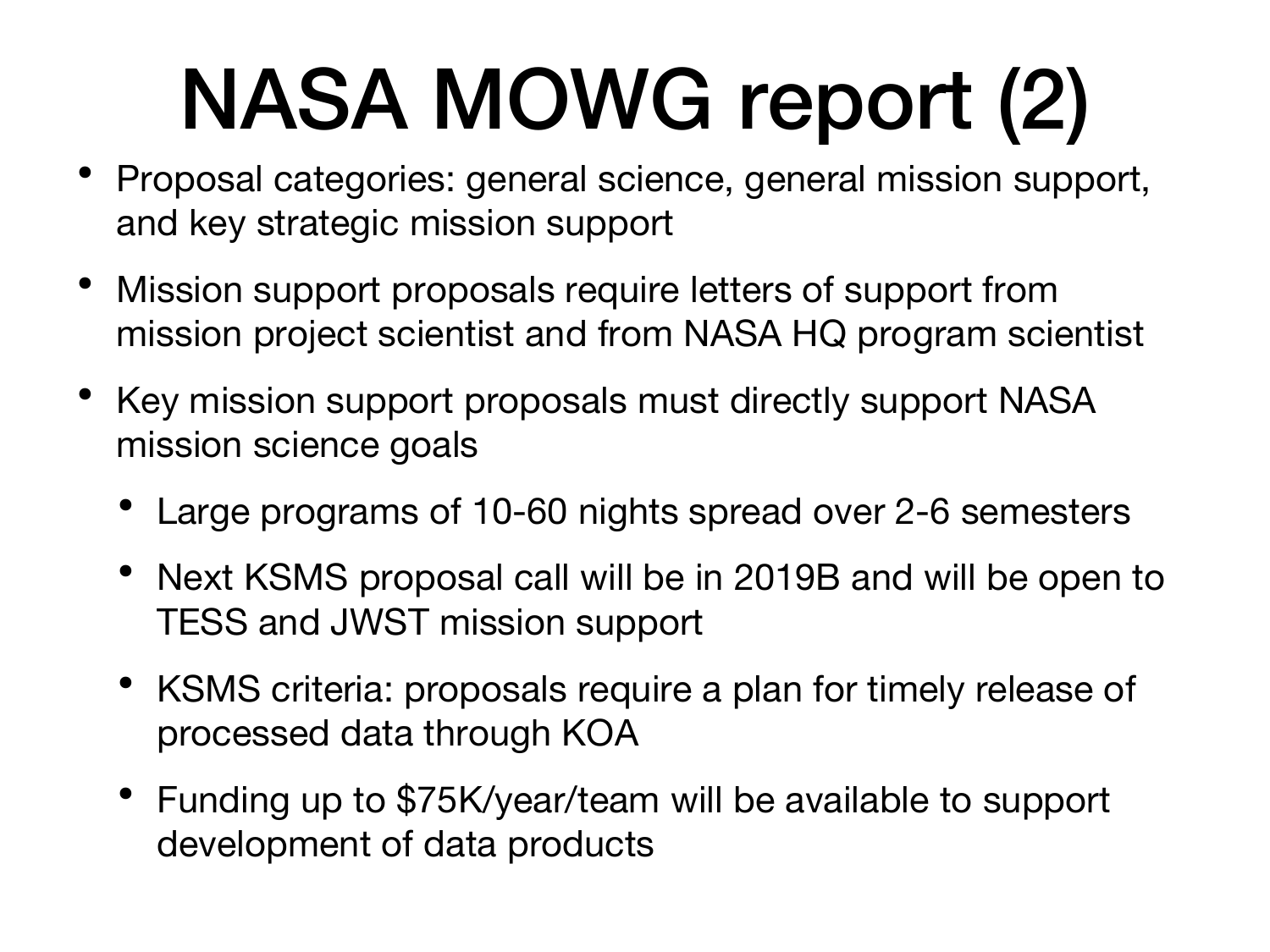# NASA MOWG report (2)

- Proposal categories: general science, general mission support, and key strategic mission support
- Mission support proposals require letters of support from mission project scientist and from NASA HQ program scientist
- Key mission support proposals must directly support NASA mission science goals
  - Large programs of 10-60 nights spread over 2-6 semesters
  - Next KSMS proposal call will be in 2019B and will be open to TESS and JWST mission support
  - KSMS criteria: proposals require a plan for timely release of processed data through KOA
  - Funding up to $75K/year/team will be available to support development of data products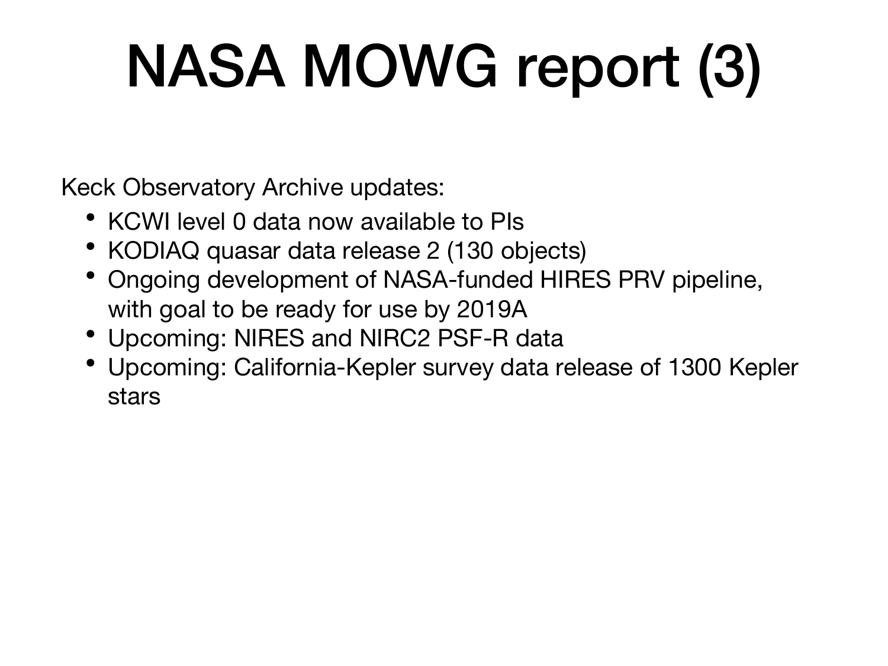# NASA MOWG report (3)

Keck Observatory Archive updates:

- KCWI level 0 data now available to PIs
- KODIAQ quasar data release 2 (130 objects)
- Ongoing development of NASA-funded HIRES PRV pipeline, with goal to be ready for use by 2019A
- Upcoming: NIRES and NIRC2 PSF-R data
- Upcoming: California-Kepler survey data release of 1300 Kepler stars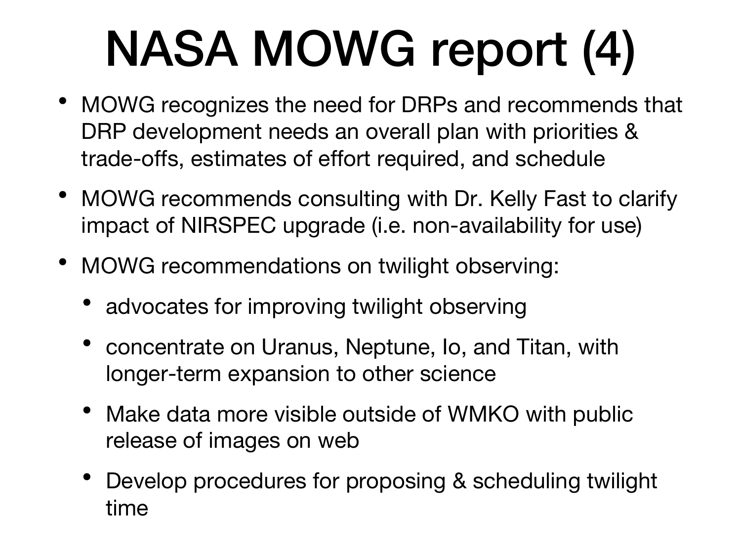# NASA MOWG report (4)

- MOWG recognizes the need for DRPs and recommends that DRP development needs an overall plan with priorities & trade-offs, estimates of effort required, and schedule
- MOWG recommends consulting with Dr. Kelly Fast to clarify impact of NIRSPEC upgrade (i.e. non-availability for use)
- MOWG recommendations on twilight observing:
  - advocates for improving twilight observing
  - concentrate on Uranus, Neptune, Io, and Titan, with longer-term expansion to other science
  - Make data more visible outside of WMKO with public release of images on web
  - Develop procedures for proposing & scheduling twilight time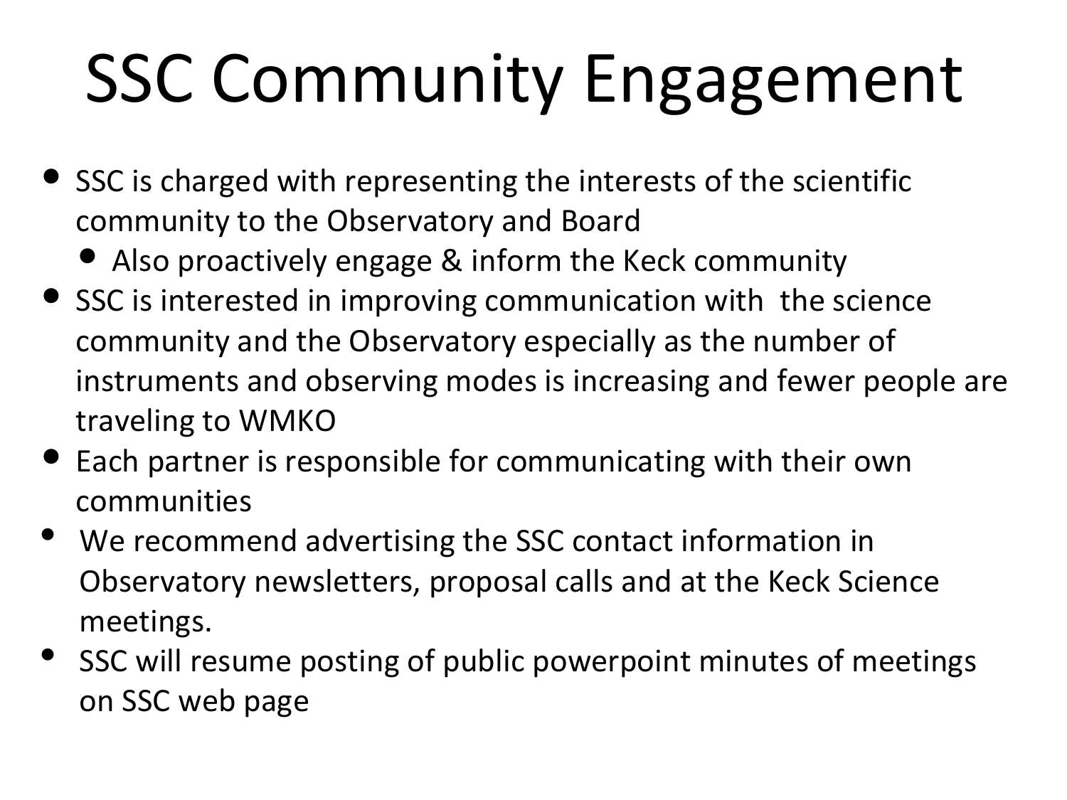# SSC Community Engagement

- SSC is charged with representing the interests of the scientific community to the Observatory and Board
  - Also proactively engage & inform the Keck community
- SSC is interested in improving communication with the science community and the Observatory especially as the number of instruments and observing modes is increasing and fewer people are traveling to WMKO
- Each partner is responsible for communicating with their own communities
- We recommend advertising the SSC contact information in Observatory newsletters, proposal calls and at the Keck Science meetings.
- SSC will resume posting of public powerpoint minutes of meetings on SSC web page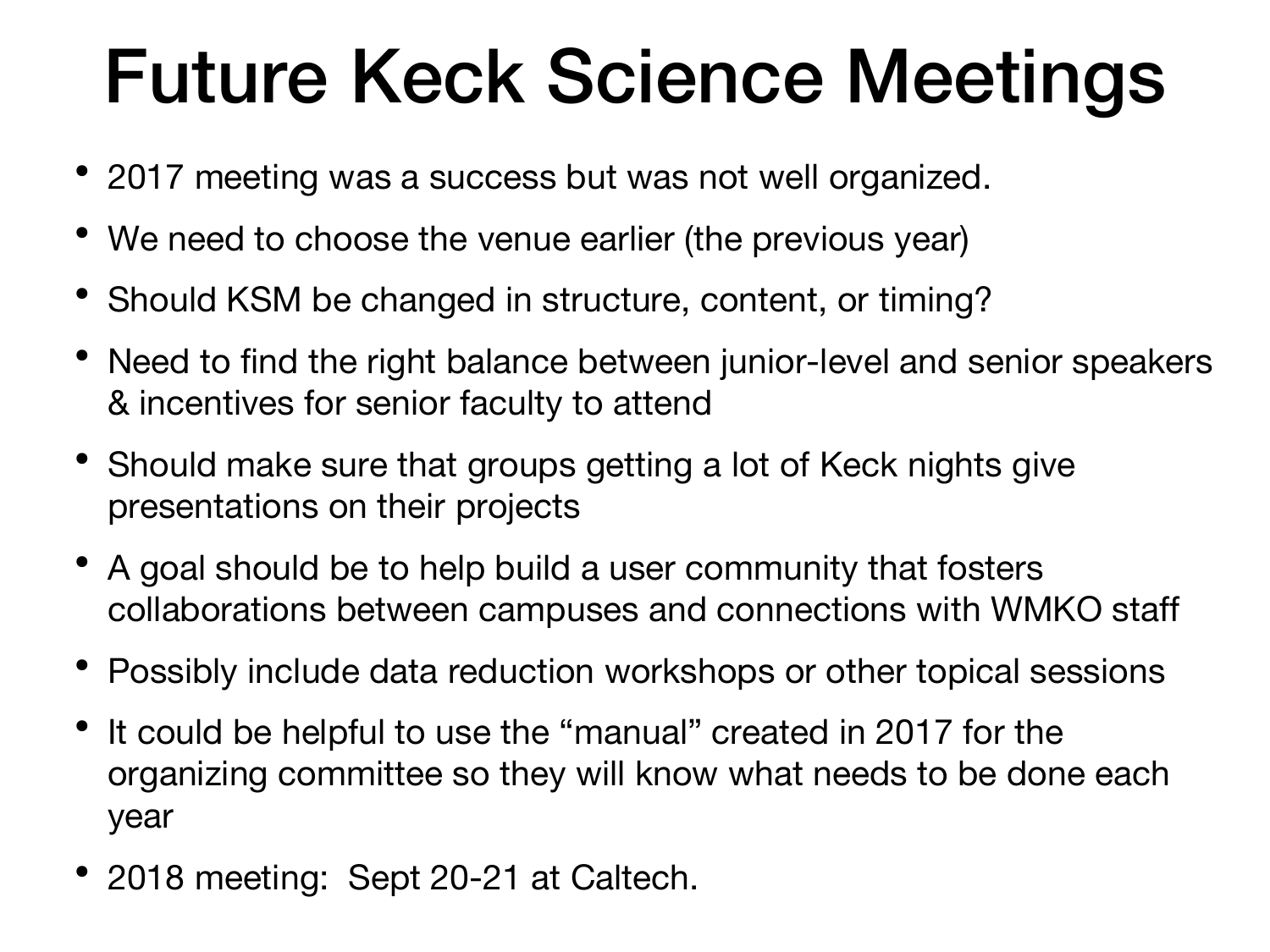# Future Keck Science Meetings

- 2017 meeting was a success but was not well organized.
- We need to choose the venue earlier (the previous year)
- Should KSM be changed in structure, content, or timing?
- Need to find the right balance between junior-level and senior speakers & incentives for senior faculty to attend
- Should make sure that groups getting a lot of Keck nights give presentations on their projects
- A goal should be to help build a user community that fosters collaborations between campuses and connections with WMKO staff
- Possibly include data reduction workshops or other topical sessions
- It could be helpful to use the "manual" created in 2017 for the organizing committee so they will know what needs to be done each year
- 2018 meeting: Sept 20-21 at Caltech.